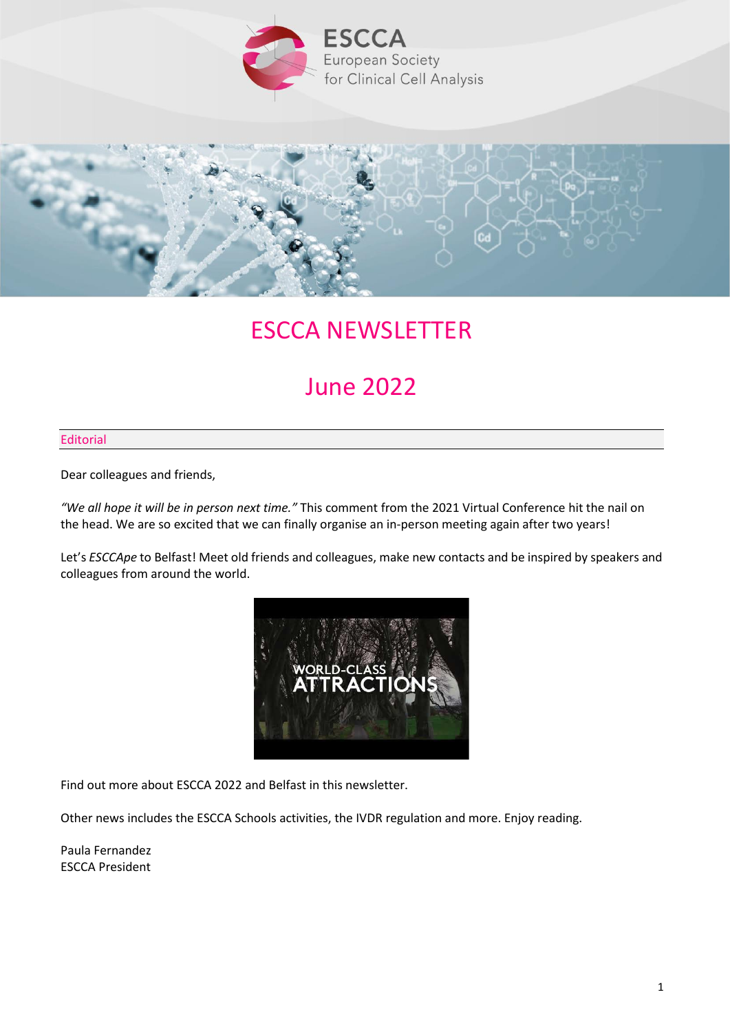# ESCCA NEWSLETTER

## June 2022

### Editorial

Dear colleagues and friends,

*"We all hope it will be in person next time."* This comment from the 2021 Virtual Conference hit the nail on the head. We are so excited that we can finally organise an in-person meeting again after two years!

Let's *ESCCApe* to Belfast! Meet old friends and colleagues, make new contacts and be inspired by speakers and colleagues from around the world.

Find out more about ESCCA 2022 and Belfast in this newsletter.

Other news includes the ESCCA Schools activities, the IVDR regulation and more. Enjoy reading.

Paula Fernandez
ESCCA President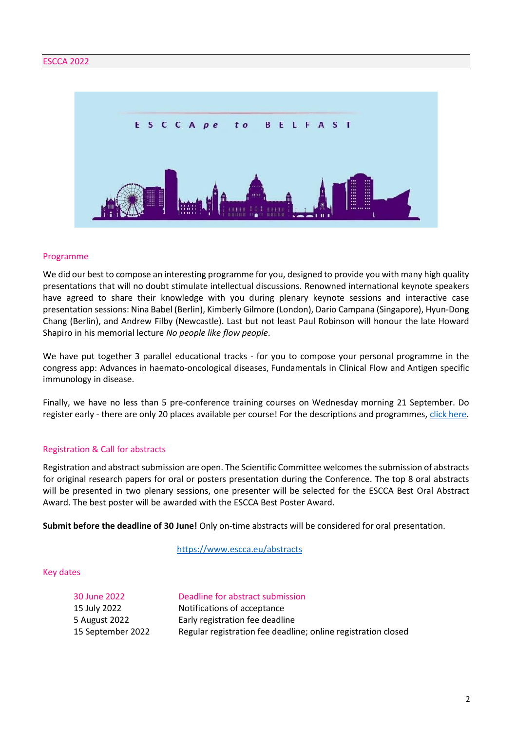## ESCCA 2022

ESCCApe to BELFAST

### Programme

We did our best to compose an interesting programme for you, designed to provide you with many high quality presentations that will no doubt stimulate intellectual discussions. Renowned international keynote speakers have agreed to share their knowledge with you during plenary keynote sessions and interactive case presentation sessions: Nina Babel (Berlin), Kimberly Gilmore (London), Dario Campana (Singapore), Hyun-Dong Chang (Berlin), and Andrew Filby (Newcastle). Last but not least Paul Robinson will honour the late Howard Shapiro in his memorial lecture *No people like flow people*.

We have put together 3 parallel educational tracks - for you to compose your personal programme in the congress app: Advances in haemato-oncological diseases, Fundamentals in Clinical Flow and Antigen specific immunology in disease.

Finally, we have no less than 5 pre-conference training courses on Wednesday morning 21 September. Do register early - there are only 20 places available per course! For the descriptions and programmes, click here.

### Registration & Call for abstracts

Registration and abstract submission are open. The Scientific Committee welcomes the submission of abstracts for original research papers for oral or posters presentation during the Conference. The top 8 oral abstracts will be presented in two plenary sessions, one presenter will be selected for the ESCCA Best Oral Abstract Award. The best poster will be awarded with the ESCCA Best Poster Award.

**Submit before the deadline of 30 June!** Only on-time abstracts will be considered for oral presentation.

https://www.escca.eu/abstracts

### Key dates

| | |
|---|---|
| 30 June 2022 | Deadline for abstract submission |
| 15 July 2022 | Notifications of acceptance |
| 5 August 2022 | Early registration fee deadline |
| 15 September 2022 | Regular registration fee deadline; online registration closed |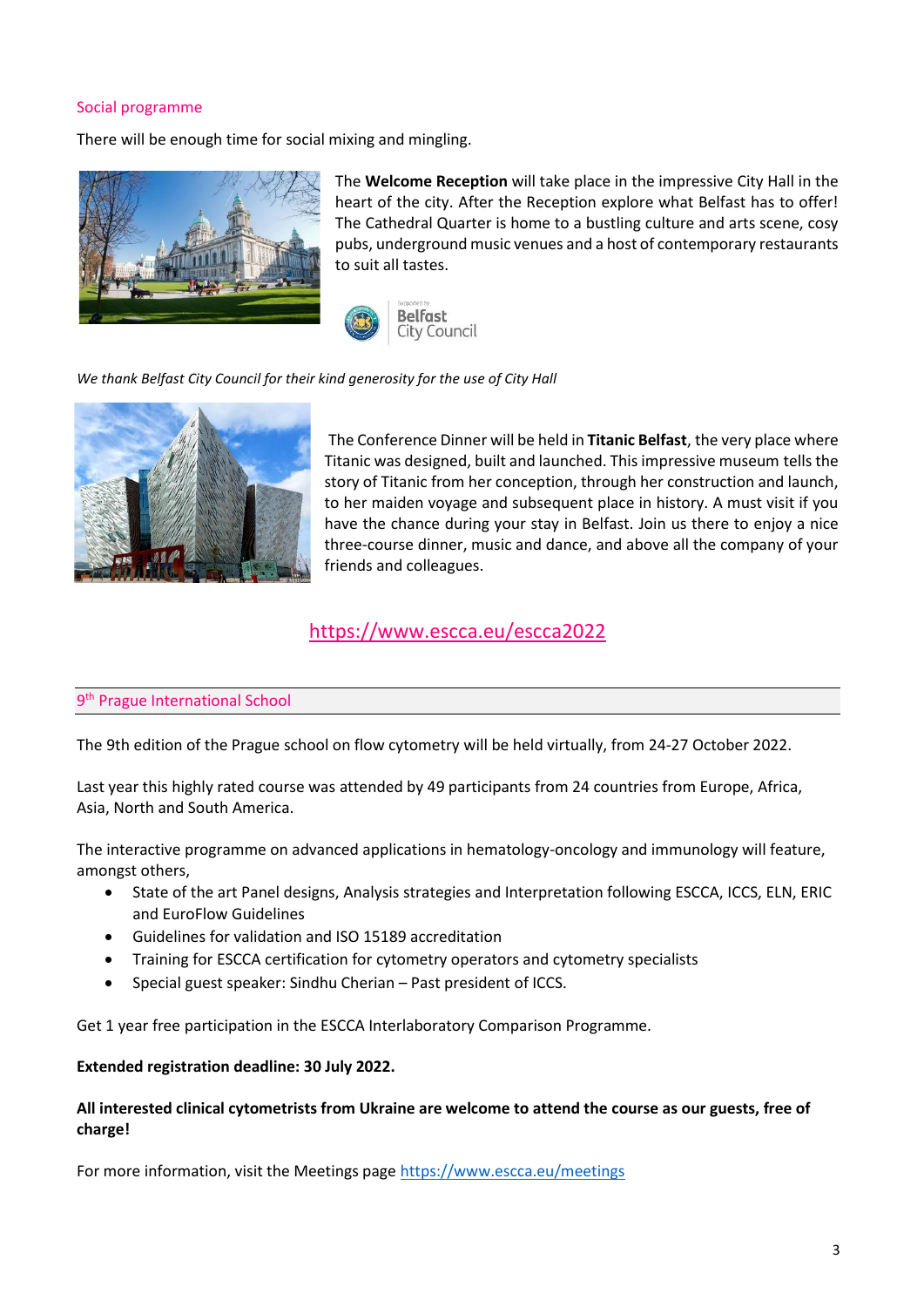## Social programme

There will be enough time for social mixing and mingling.

The **Welcome Reception** will take place in the impressive City Hall in the heart of the city. After the Reception explore what Belfast has to offer! The Cathedral Quarter is home to a bustling culture and arts scene, cosy pubs, underground music venues and a host of contemporary restaurants to suit all tastes.

*We thank Belfast City Council for their kind generosity for the use of City Hall*

The Conference Dinner will be held in **Titanic Belfast**, the very place where Titanic was designed, built and launched. This impressive museum tells the story of Titanic from her conception, through her construction and launch, to her maiden voyage and subsequent place in history. A must visit if you have the chance during your stay in Belfast. Join us there to enjoy a nice three-course dinner, music and dance, and above all the company of your friends and colleagues.

https://www.escca.eu/escca2022

## 9th Prague International School

The 9th edition of the Prague school on flow cytometry will be held virtually, from 24-27 October 2022.

Last year this highly rated course was attended by 49 participants from 24 countries from Europe, Africa, Asia, North and South America.

The interactive programme on advanced applications in hematology-oncology and immunology will feature, amongst others,

- State of the art Panel designs, Analysis strategies and Interpretation following ESCCA, ICCS, ELN, ERIC and EuroFlow Guidelines
- Guidelines for validation and ISO 15189 accreditation
- Training for ESCCA certification for cytometry operators and cytometry specialists
- Special guest speaker: Sindhu Cherian – Past president of ICCS.

Get 1 year free participation in the ESCCA Interlaboratory Comparison Programme.

**Extended registration deadline: 30 July 2022.**

**All interested clinical cytometrists from Ukraine are welcome to attend the course as our guests, free of charge!**

For more information, visit the Meetings page https://www.escca.eu/meetings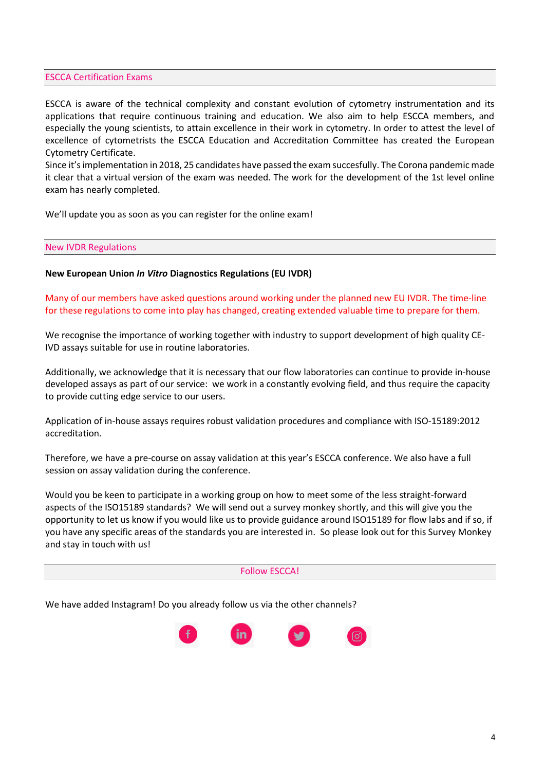## ESCCA Certification Exams

ESCCA is aware of the technical complexity and constant evolution of cytometry instrumentation and its applications that require continuous training and education. We also aim to help ESCCA members, and especially the young scientists, to attain excellence in their work in cytometry. In order to attest the level of excellence of cytometrists the ESCCA Education and Accreditation Committee has created the European Cytometry Certificate.
Since it's implementation in 2018, 25 candidates have passed the exam succesfully. The Corona pandemic made it clear that a virtual version of the exam was needed. The work for the development of the 1st level online exam has nearly completed.

We'll update you as soon as you can register for the online exam!

## New IVDR Regulations

**New European Union *In Vitro* Diagnostics Regulations (EU IVDR)**

Many of our members have asked questions around working under the planned new EU IVDR. The time-line for these regulations to come into play has changed, creating extended valuable time to prepare for them.

We recognise the importance of working together with industry to support development of high quality CE-IVD assays suitable for use in routine laboratories.

Additionally, we acknowledge that it is necessary that our flow laboratories can continue to provide in-house developed assays as part of our service: we work in a constantly evolving field, and thus require the capacity to provide cutting edge service to our users.

Application of in-house assays requires robust validation procedures and compliance with ISO-15189:2012 accreditation.

Therefore, we have a pre-course on assay validation at this year's ESCCA conference. We also have a full session on assay validation during the conference.

Would you be keen to participate in a working group on how to meet some of the less straight-forward aspects of the ISO15189 standards? We will send out a survey monkey shortly, and this will give you the opportunity to let us know if you would like us to provide guidance around ISO15189 for flow labs and if so, if you have any specific areas of the standards you are interested in. So please look out for this Survey Monkey and stay in touch with us!

## Follow ESCCA!

We have added Instagram! Do you already follow us via the other channels?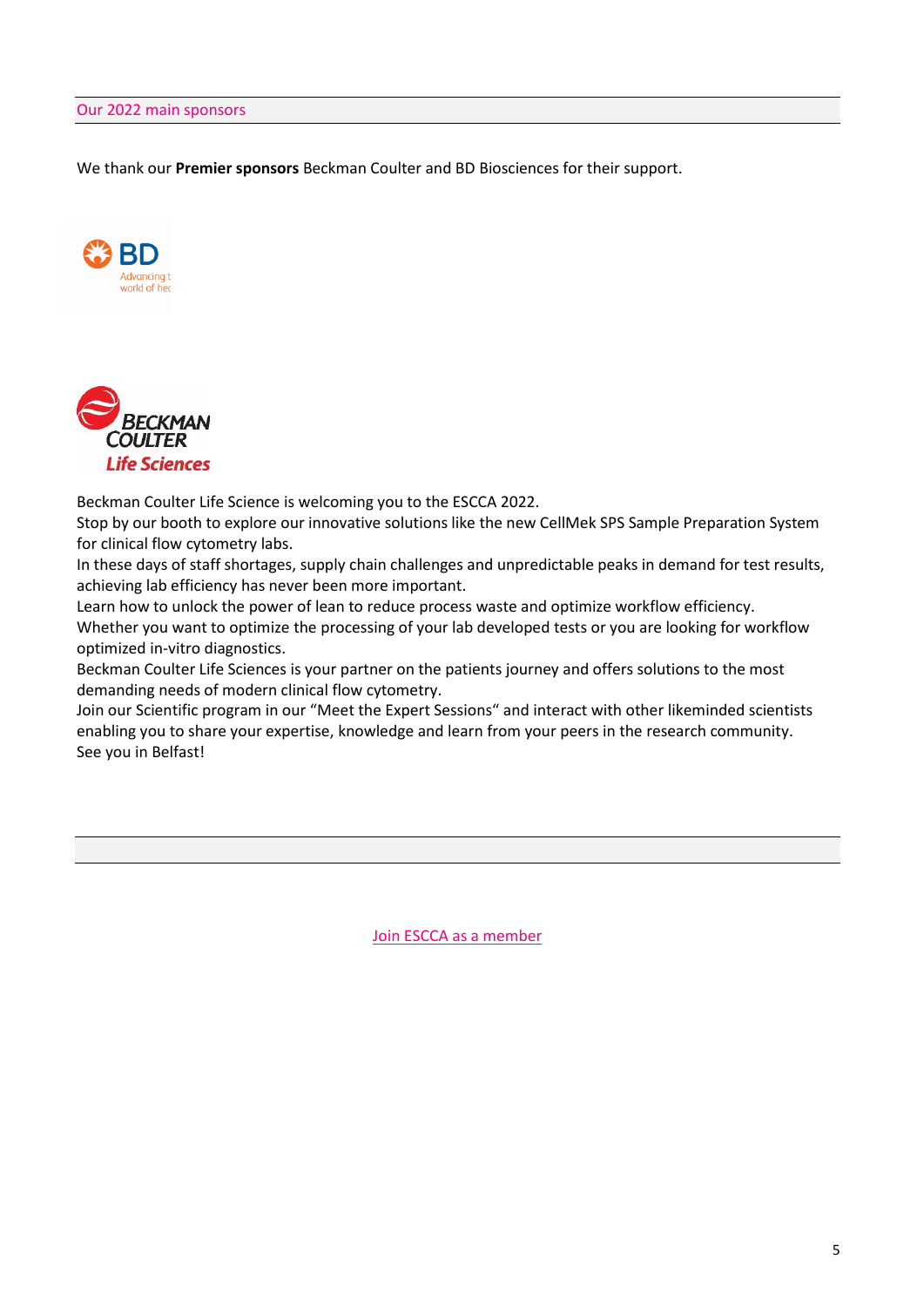## Our 2022 main sponsors

We thank our **Premier sponsors** Beckman Coulter and BD Biosciences for their support.

Beckman Coulter Life Science is welcoming you to the ESCCA 2022.
Stop by our booth to explore our innovative solutions like the new CellMek SPS Sample Preparation System for clinical flow cytometry labs.
In these days of staff shortages, supply chain challenges and unpredictable peaks in demand for test results, achieving lab efficiency has never been more important.
Learn how to unlock the power of lean to reduce process waste and optimize workflow efficiency.
Whether you want to optimize the processing of your lab developed tests or you are looking for workflow optimized in-vitro diagnostics.
Beckman Coulter Life Sciences is your partner on the patients journey and offers solutions to the most demanding needs of modern clinical flow cytometry.
Join our Scientific program in our "Meet the Expert Sessions" and interact with other likeminded scientists enabling you to share your expertise, knowledge and learn from your peers in the research community.
See you in Belfast!

Join ESCCA as a member